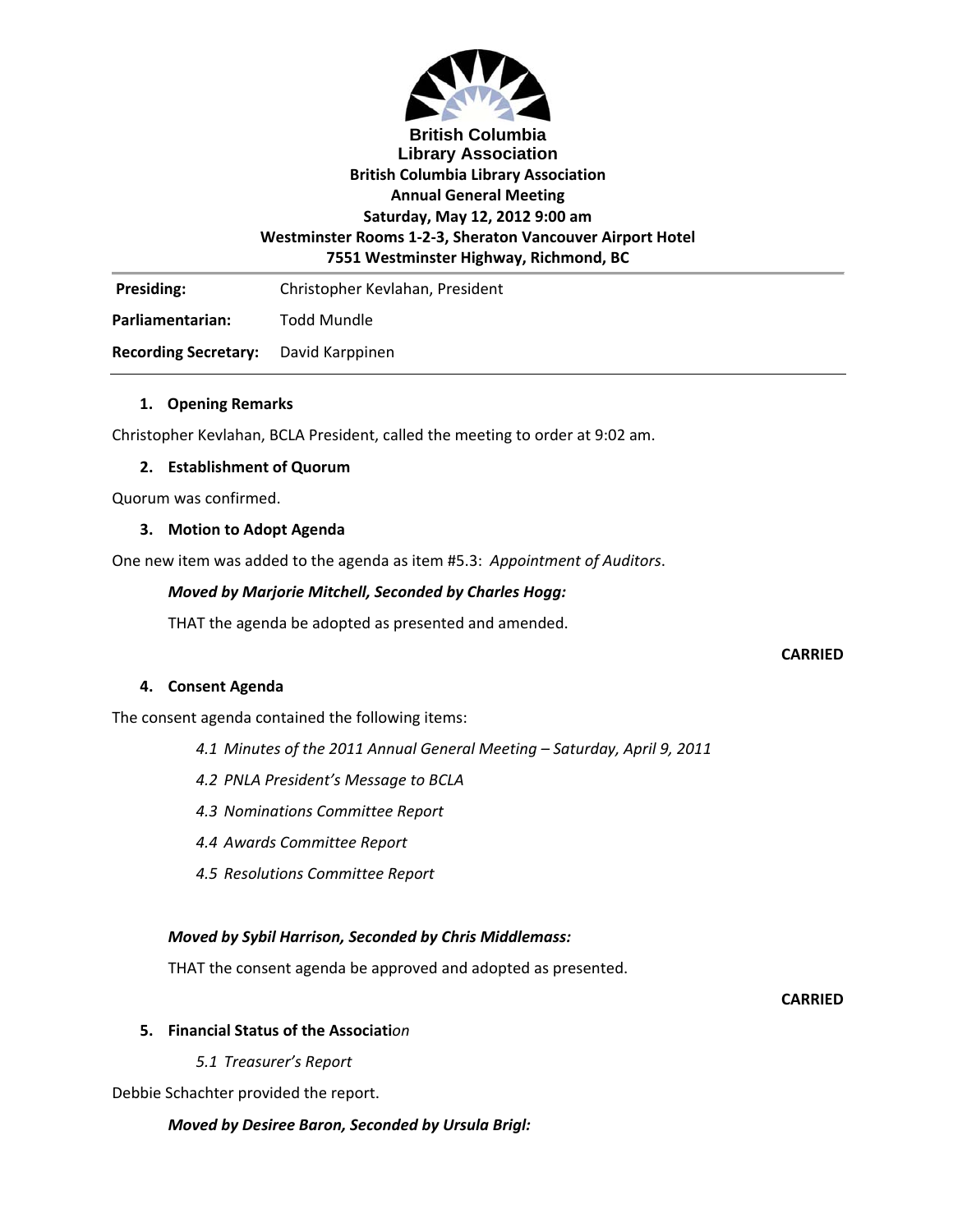**British Columbia Library Association**

# British Columbia Library Association Annual General Meeting

**Saturday, May 12, 2012 9:00 am**
**Westminster Rooms 1-2-3, Sheraton Vancouver Airport Hotel**
**7551 Westminster Highway, Richmond, BC**

| | |
|---|---|
| **Presiding:** | Christopher Kevlahan, President |
| **Parliamentarian:** | Todd Mundle |
| **Recording Secretary:** | David Karppinen |

## 1. Opening Remarks

Christopher Kevlahan, BCLA President, called the meeting to order at 9:02 am.

## 2. Establishment of Quorum

Quorum was confirmed.

## 3. Motion to Adopt Agenda

One new item was added to the agenda as item #5.3: *Appointment of Auditors*.

***Moved by Marjorie Mitchell, Seconded by Charles Hogg:***

THAT the agenda be adopted as presented and amended.

**CARRIED**

## 4. Consent Agenda

The consent agenda contained the following items:

*4.1 Minutes of the 2011 Annual General Meeting – Saturday, April 9, 2011*

*4.2 PNLA President's Message to BCLA*

*4.3 Nominations Committee Report*

*4.4 Awards Committee Report*

*4.5 Resolutions Committee Report*

***Moved by Sybil Harrison, Seconded by Chris Middlemass:***

THAT the consent agenda be approved and adopted as presented.

**CARRIED**

## 5. Financial Status of the Association

*5.1 Treasurer's Report*

Debbie Schachter provided the report.

***Moved by Desiree Baron, Seconded by Ursula Brigl:***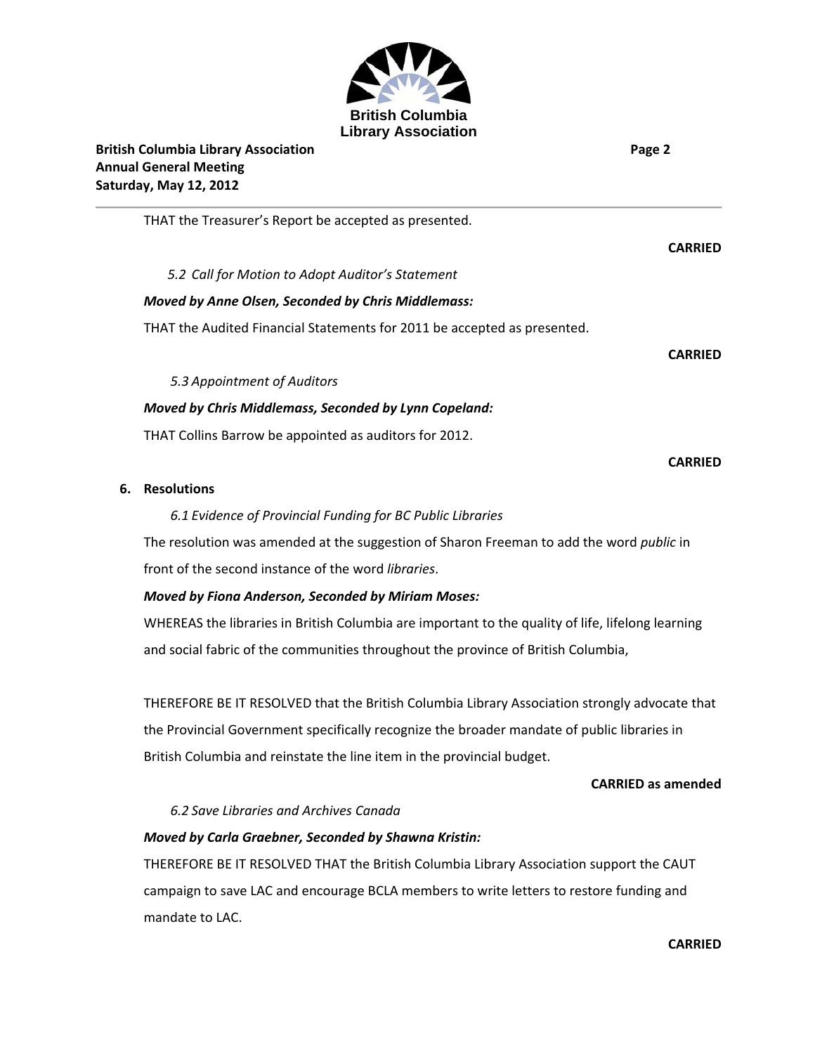THAT the Treasurer's Report be accepted as presented.

**CARRIED**

*5.2 Call for Motion to Adopt Auditor's Statement*

***Moved by Anne Olsen, Seconded by Chris Middlemass:***

THAT the Audited Financial Statements for 2011 be accepted as presented.

**CARRIED**

*5.3 Appointment of Auditors*

***Moved by Chris Middlemass, Seconded by Lynn Copeland:***

THAT Collins Barrow be appointed as auditors for 2012.

**CARRIED**

**6. Resolutions**

*6.1 Evidence of Provincial Funding for BC Public Libraries*

The resolution was amended at the suggestion of Sharon Freeman to add the word *public* in front of the second instance of the word *libraries*.

***Moved by Fiona Anderson, Seconded by Miriam Moses:***

WHEREAS the libraries in British Columbia are important to the quality of life, lifelong learning and social fabric of the communities throughout the province of British Columbia,

THEREFORE BE IT RESOLVED that the British Columbia Library Association strongly advocate that the Provincial Government specifically recognize the broader mandate of public libraries in British Columbia and reinstate the line item in the provincial budget.

**CARRIED as amended**

*6.2 Save Libraries and Archives Canada*

***Moved by Carla Graebner, Seconded by Shawna Kristin:***

THEREFORE BE IT RESOLVED THAT the British Columbia Library Association support the CAUT campaign to save LAC and encourage BCLA members to write letters to restore funding and mandate to LAC.

**CARRIED**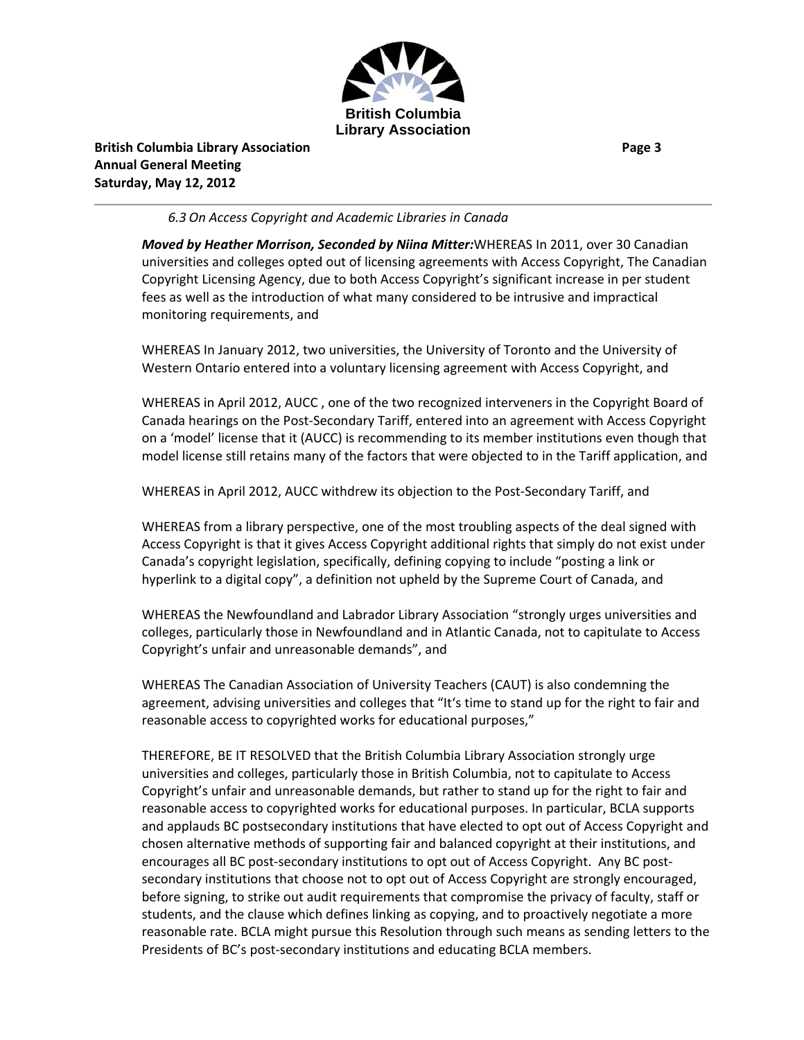*6.3 On Access Copyright and Academic Libraries in Canada*

***Moved by Heather Morrison, Seconded by Niina Mitter:*** WHEREAS In 2011, over 30 Canadian universities and colleges opted out of licensing agreements with Access Copyright, The Canadian Copyright Licensing Agency, due to both Access Copyright's significant increase in per student fees as well as the introduction of what many considered to be intrusive and impractical monitoring requirements, and

WHEREAS In January 2012, two universities, the University of Toronto and the University of Western Ontario entered into a voluntary licensing agreement with Access Copyright, and

WHEREAS in April 2012, AUCC , one of the two recognized interveners in the Copyright Board of Canada hearings on the Post-Secondary Tariff, entered into an agreement with Access Copyright on a 'model' license that it (AUCC) is recommending to its member institutions even though that model license still retains many of the factors that were objected to in the Tariff application, and

WHEREAS in April 2012, AUCC withdrew its objection to the Post-Secondary Tariff, and

WHEREAS from a library perspective, one of the most troubling aspects of the deal signed with Access Copyright is that it gives Access Copyright additional rights that simply do not exist under Canada's copyright legislation, specifically, defining copying to include "posting a link or hyperlink to a digital copy", a definition not upheld by the Supreme Court of Canada, and

WHEREAS the Newfoundland and Labrador Library Association "strongly urges universities and colleges, particularly those in Newfoundland and in Atlantic Canada, not to capitulate to Access Copyright's unfair and unreasonable demands", and

WHEREAS The Canadian Association of University Teachers (CAUT) is also condemning the agreement, advising universities and colleges that "It's time to stand up for the right to fair and reasonable access to copyrighted works for educational purposes,"

THEREFORE, BE IT RESOLVED that the British Columbia Library Association strongly urge universities and colleges, particularly those in British Columbia, not to capitulate to Access Copyright's unfair and unreasonable demands, but rather to stand up for the right to fair and reasonable access to copyrighted works for educational purposes. In particular, BCLA supports and applauds BC postsecondary institutions that have elected to opt out of Access Copyright and chosen alternative methods of supporting fair and balanced copyright at their institutions, and encourages all BC post-secondary institutions to opt out of Access Copyright. Any BC post-secondary institutions that choose not to opt out of Access Copyright are strongly encouraged, before signing, to strike out audit requirements that compromise the privacy of faculty, staff or students, and the clause which defines linking as copying, and to proactively negotiate a more reasonable rate. BCLA might pursue this Resolution through such means as sending letters to the Presidents of BC's post-secondary institutions and educating BCLA members.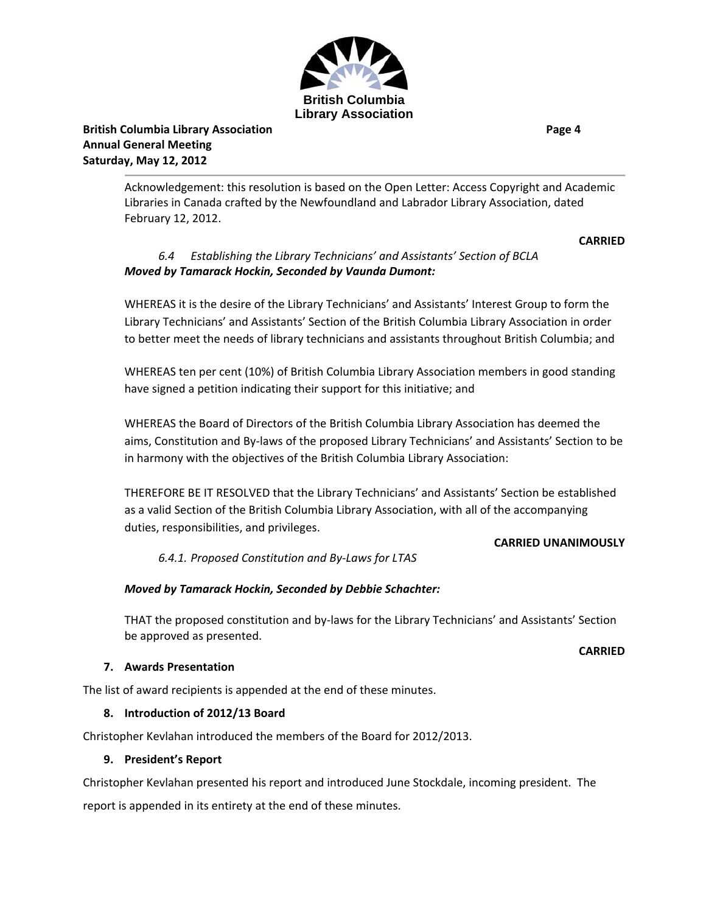Acknowledgement: this resolution is based on the Open Letter: Access Copyright and Academic Libraries in Canada crafted by the Newfoundland and Labrador Library Association, dated February 12, 2012.

**CARRIED**

*6.4 Establishing the Library Technicians' and Assistants' Section of BCLA*

***Moved by Tamarack Hockin, Seconded by Vaunda Dumont:***

WHEREAS it is the desire of the Library Technicians' and Assistants' Interest Group to form the Library Technicians' and Assistants' Section of the British Columbia Library Association in order to better meet the needs of library technicians and assistants throughout British Columbia; and

WHEREAS ten per cent (10%) of British Columbia Library Association members in good standing have signed a petition indicating their support for this initiative; and

WHEREAS the Board of Directors of the British Columbia Library Association has deemed the aims, Constitution and By-laws of the proposed Library Technicians' and Assistants' Section to be in harmony with the objectives of the British Columbia Library Association:

THEREFORE BE IT RESOLVED that the Library Technicians' and Assistants' Section be established as a valid Section of the British Columbia Library Association, with all of the accompanying duties, responsibilities, and privileges.

**CARRIED UNANIMOUSLY**

*6.4.1. Proposed Constitution and By-Laws for LTAS*

***Moved by Tamarack Hockin, Seconded by Debbie Schachter:***

THAT the proposed constitution and by-laws for the Library Technicians' and Assistants' Section be approved as presented.

**CARRIED**

## 7. Awards Presentation

The list of award recipients is appended at the end of these minutes.

## 8. Introduction of 2012/13 Board

Christopher Kevlahan introduced the members of the Board for 2012/2013.

## 9. President's Report

Christopher Kevlahan presented his report and introduced June Stockdale, incoming president. The report is appended in its entirety at the end of these minutes.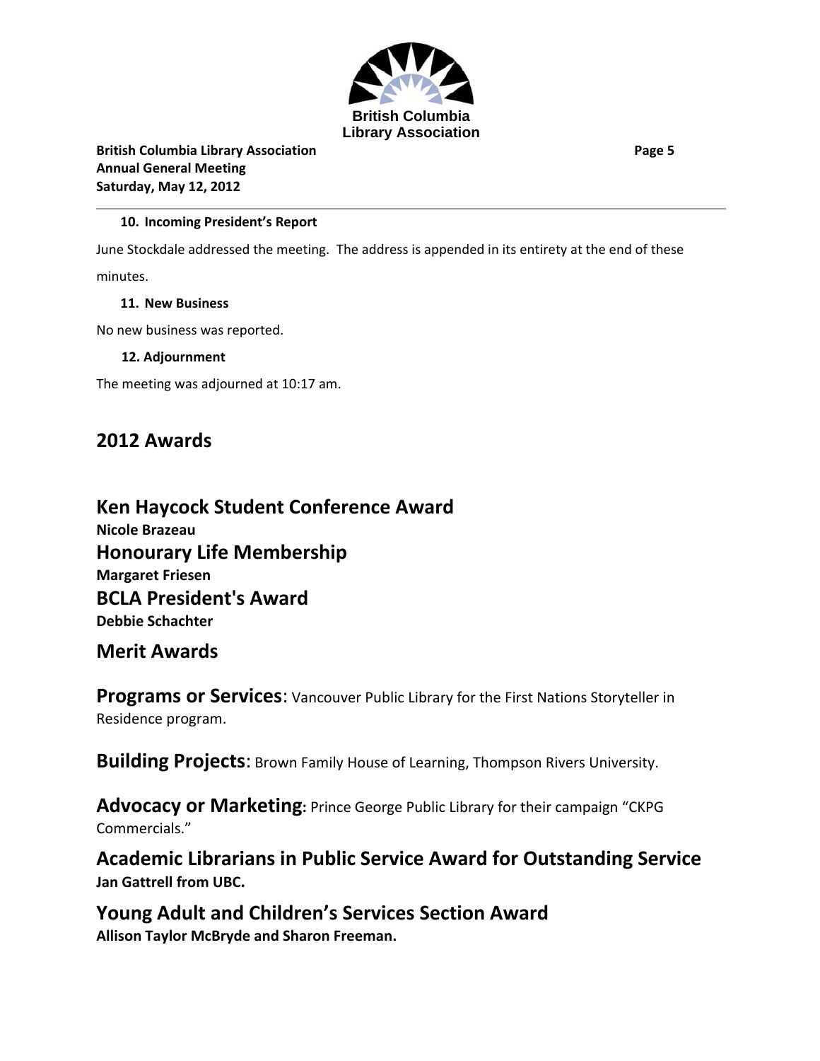### 10. Incoming President's Report

June Stockdale addressed the meeting. The address is appended in its entirety at the end of these minutes.

### 11. New Business

No new business was reported.

### 12. Adjournment

The meeting was adjourned at 10:17 am.

## 2012 Awards

## Ken Haycock Student Conference Award

**Nicole Brazeau**

## Honourary Life Membership

**Margaret Friesen**

## BCLA President's Award

**Debbie Schachter**

## Merit Awards

**Programs or Services**: Vancouver Public Library for the First Nations Storyteller in Residence program.

**Building Projects**: Brown Family House of Learning, Thompson Rivers University.

**Advocacy or Marketing**: Prince George Public Library for their campaign "CKPG Commercials."

## Academic Librarians in Public Service Award for Outstanding Service

**Jan Gattrell from UBC.**

## Young Adult and Children's Services Section Award

**Allison Taylor McBryde and Sharon Freeman.**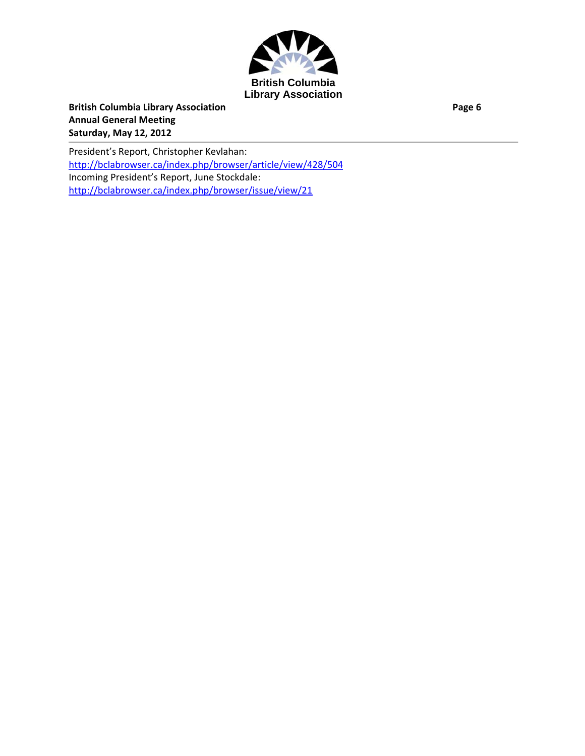President's Report, Christopher Kevlahan:
http://bclabrowser.ca/index.php/browser/article/view/428/504
Incoming President's Report, June Stockdale:
http://bclabrowser.ca/index.php/browser/issue/view/21